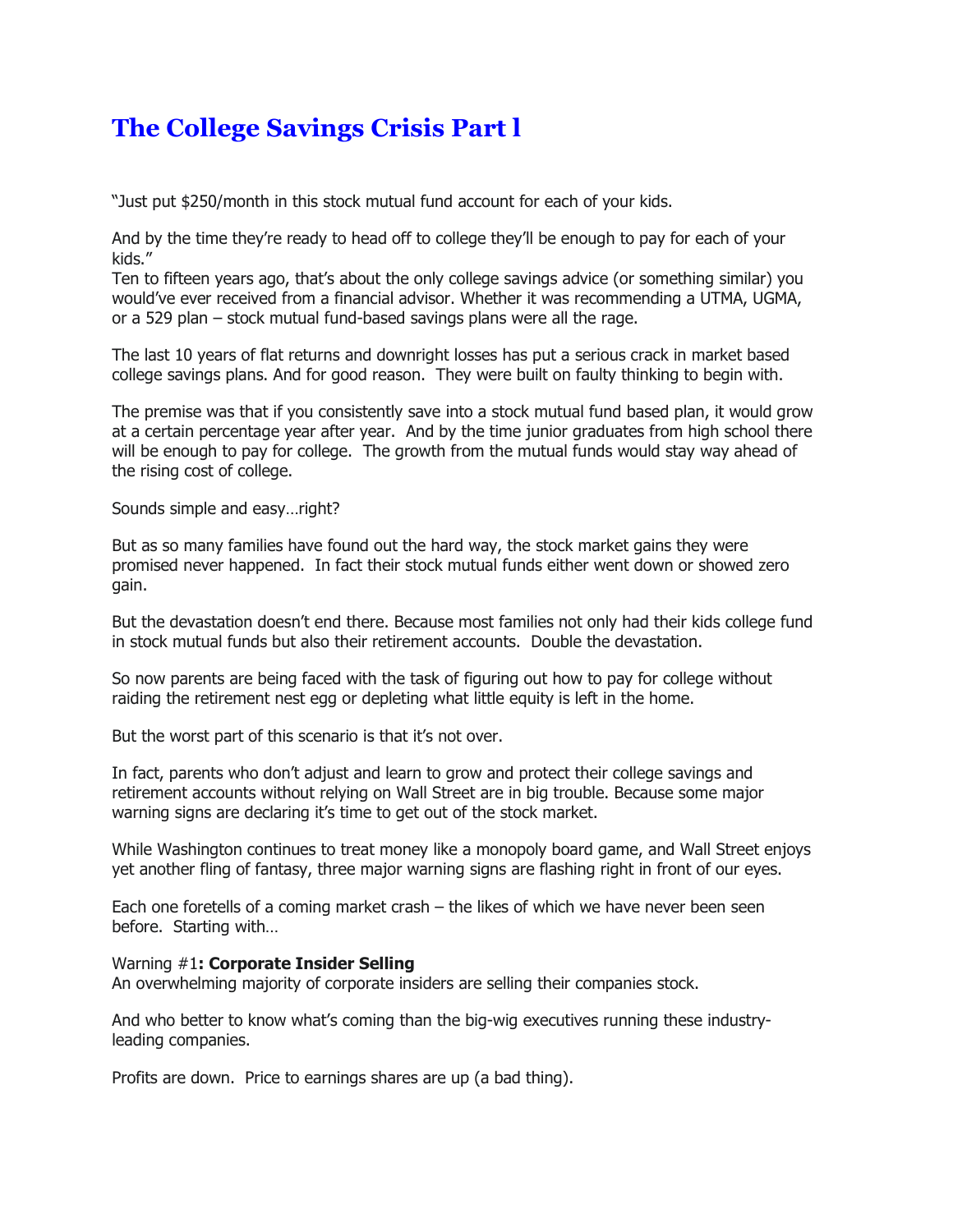# The College Savings Crisis Part l

"Just put $250/month in this stock mutual fund account for each of your kids.

And by the time they're ready to head off to college they'll be enough to pay for each of your kids."
Ten to fifteen years ago, that's about the only college savings advice (or something similar) you would've ever received from a financial advisor. Whether it was recommending a UTMA, UGMA, or a 529 plan – stock mutual fund-based savings plans were all the rage.

The last 10 years of flat returns and downright losses has put a serious crack in market based college savings plans. And for good reason. They were built on faulty thinking to begin with.

The premise was that if you consistently save into a stock mutual fund based plan, it would grow at a certain percentage year after year. And by the time junior graduates from high school there will be enough to pay for college. The growth from the mutual funds would stay way ahead of the rising cost of college.

Sounds simple and easy…right?

But as so many families have found out the hard way, the stock market gains they were promised never happened. In fact their stock mutual funds either went down or showed zero gain.

But the devastation doesn't end there. Because most families not only had their kids college fund in stock mutual funds but also their retirement accounts. Double the devastation.

So now parents are being faced with the task of figuring out how to pay for college without raiding the retirement nest egg or depleting what little equity is left in the home.

But the worst part of this scenario is that it's not over.

In fact, parents who don't adjust and learn to grow and protect their college savings and retirement accounts without relying on Wall Street are in big trouble. Because some major warning signs are declaring it's time to get out of the stock market.

While Washington continues to treat money like a monopoly board game, and Wall Street enjoys yet another fling of fantasy, three major warning signs are flashing right in front of our eyes.

Each one foretells of a coming market crash – the likes of which we have never been seen before. Starting with…

Warning #1**: Corporate Insider Selling**
An overwhelming majority of corporate insiders are selling their companies stock.

And who better to know what's coming than the big-wig executives running these industry-leading companies.

Profits are down. Price to earnings shares are up (a bad thing).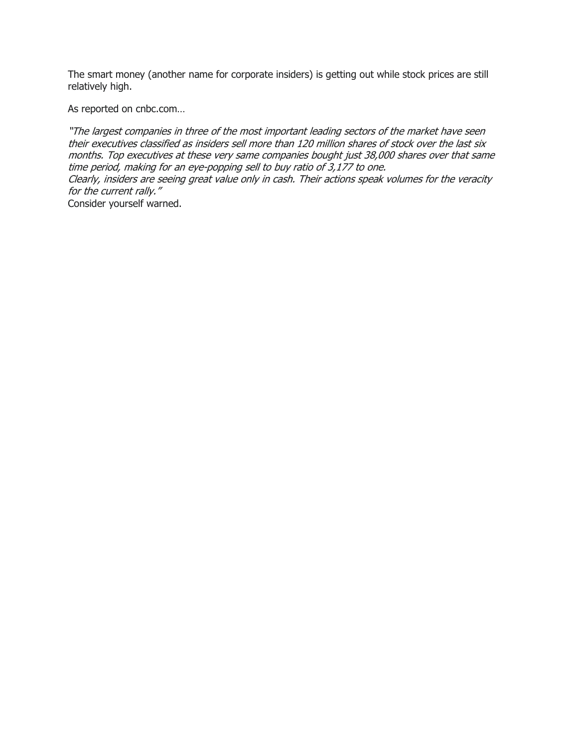The smart money (another name for corporate insiders) is getting out while stock prices are still relatively high.

As reported on cnbc.com…

*"The largest companies in three of the most important leading sectors of the market have seen their executives classified as insiders sell more than 120 million shares of stock over the last six months. Top executives at these very same companies bought just 38,000 shares over that same time period, making for an eye-popping sell to buy ratio of 3,177 to one.*
*Clearly, insiders are seeing great value only in cash. Their actions speak volumes for the veracity for the current rally."*
Consider yourself warned.